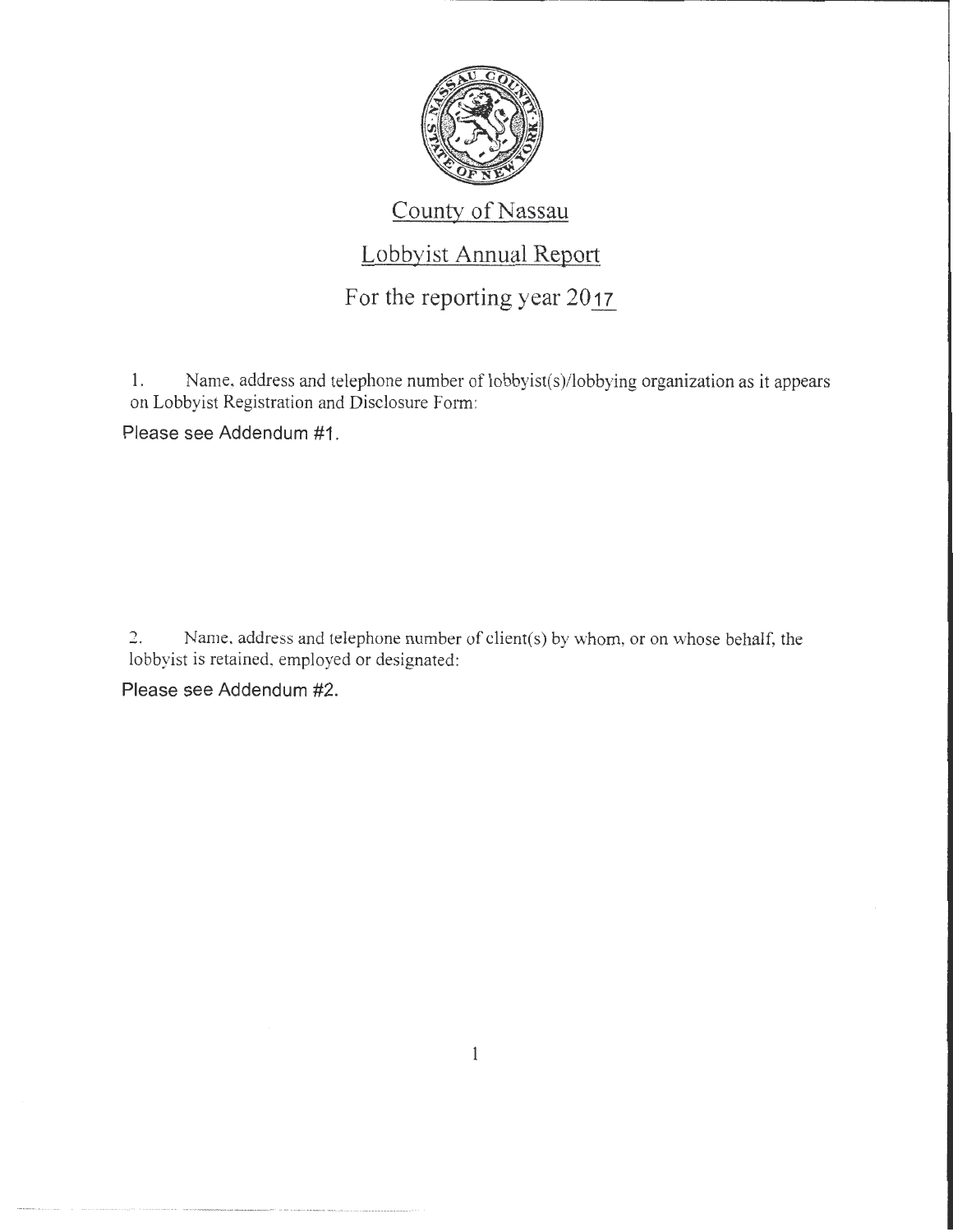# County of Nassau

## Lobbyist Annual Report

## For the reporting year 2017

1. Name, address and telephone number of lobbyist(s)/lobbying organization as it appears on Lobbyist Registration and Disclosure Form:

Please see Addendum #1.

2. Name, address and telephone number of client(s) by whom, or on whose behalf, the lobbyist is retained, employed or designated:

Please see Addendum #2.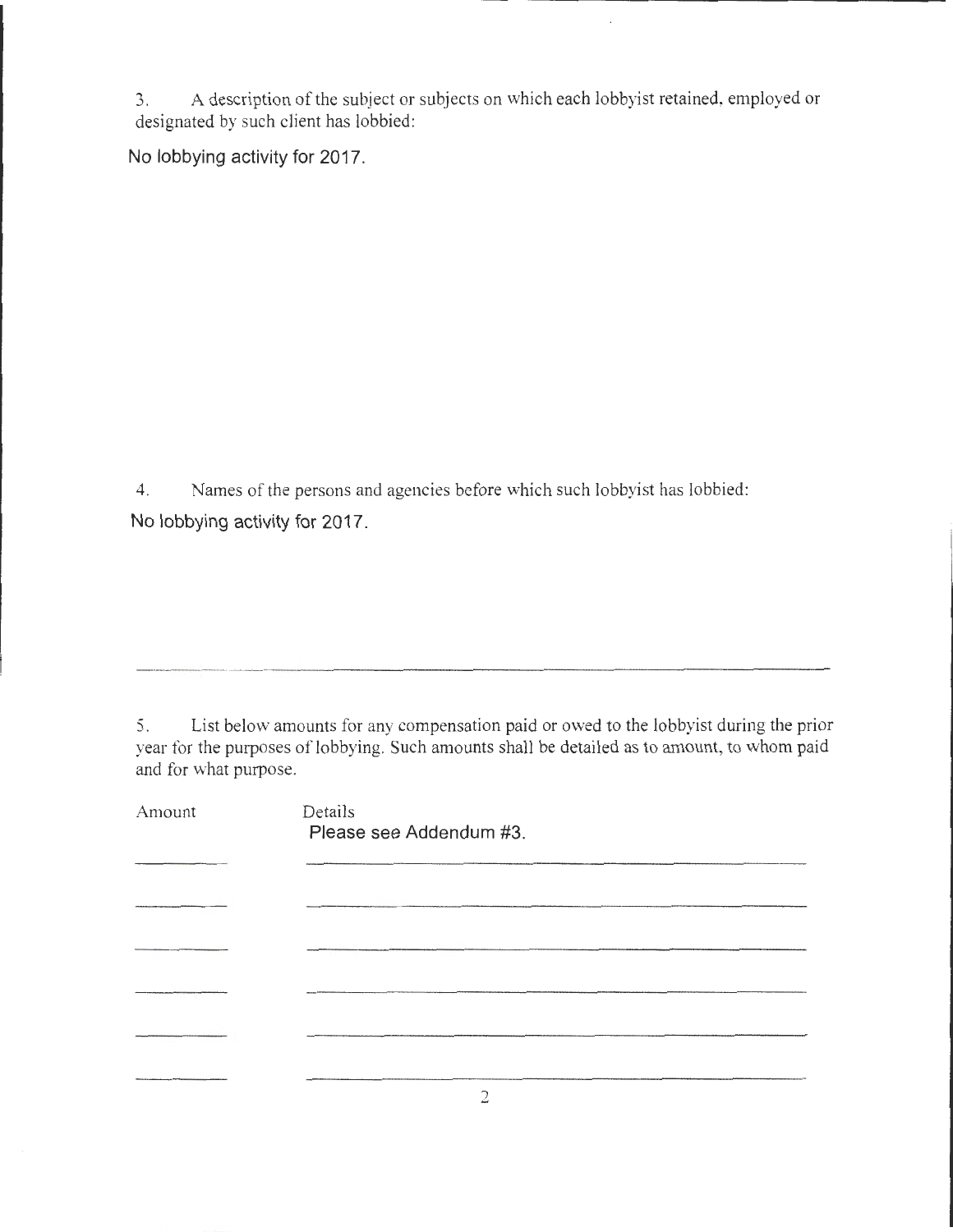3. A description of the subject or subjects on which each lobbyist retained, employed or designated by such client has lobbied:

No lobbying activity for 2017.

4. Names of the persons and agencies before which such lobbyist has lobbied:

No lobbying activity for 2017.

---

5. List below amounts for any compensation paid or owed to the lobbyist during the prior year for the purposes of lobbying. Such amounts shall be detailed as to amount, to whom paid and for what purpose.

| Amount | Details |
|---|---|
| | Please see Addendum #3. |
| | |
| | |
| | |
| | |
| | |
| | |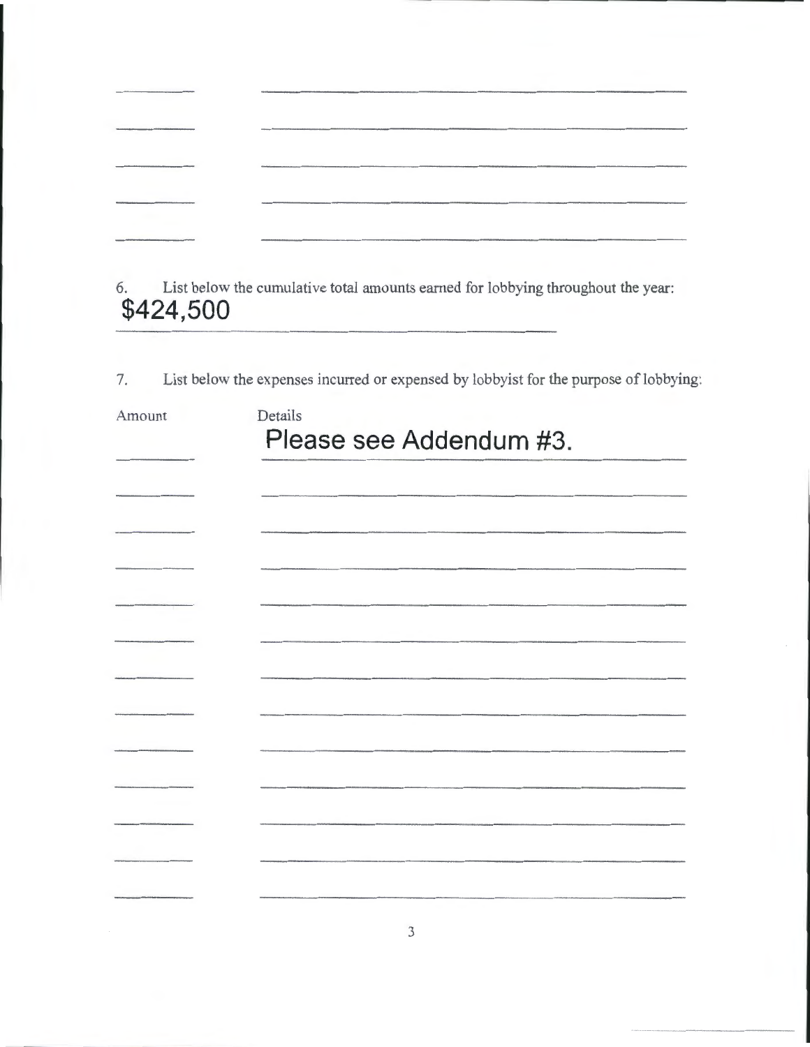6. List below the cumulative total amounts earned for lobbying throughout the year:

**$424,500**

7. List below the expenses incurred or expensed by lobbyist for the purpose of lobbying:

| Amount | Details |
| --- | --- |
| | Please see Addendum #3. |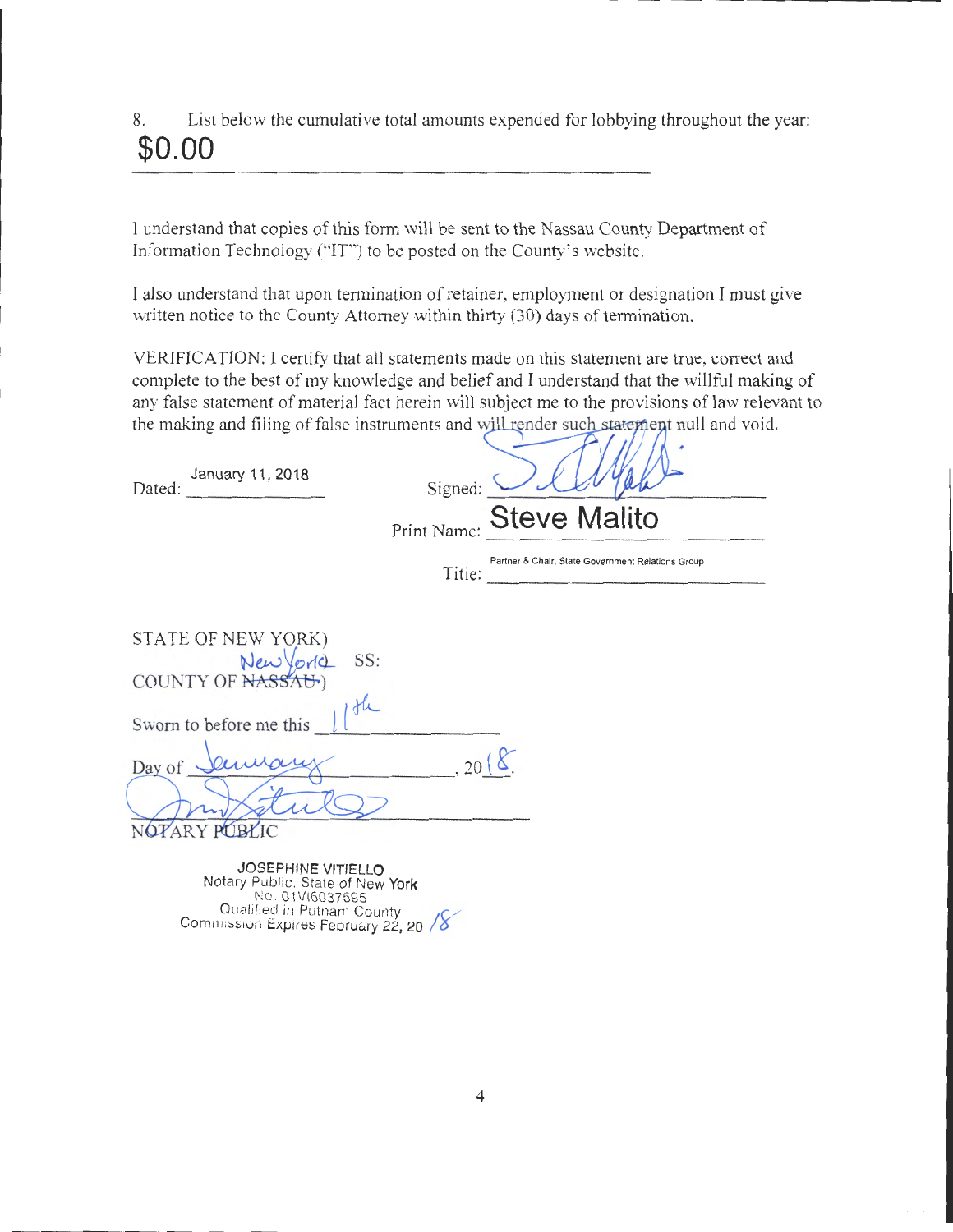8. List below the cumulative total amounts expended for lobbying throughout the year:

**$0.00**

I understand that copies of this form will be sent to the Nassau County Department of Information Technology ("IT") to be posted on the County's website.

I also understand that upon termination of retainer, employment or designation I must give written notice to the County Attorney within thirty (30) days of termination.

VERIFICATION: I certify that all statements made on this statement are true, correct and complete to the best of my knowledge and belief and I understand that the willful making of any false statement of material fact herein will subject me to the provisions of law relevant to the making and filing of false instruments and will render such statement null and void.

Dated: January 11, 2018

Signed: [signature]

Print Name: Steve Malito

Title: Partner & Chair, State Government Relations Group

STATE OF NEW YORK)
SS:
COUNTY OF ~~NASSAU~~ New York)

Sworn to before me this 11th

Day of January, 2018.

[signature]
NOTARY PUBLIC

JOSEPHINE VITIELLO
Notary Public, State of New York
No. 01VI6037595
Qualified in Putnam County
Commission Expires February 22, 2018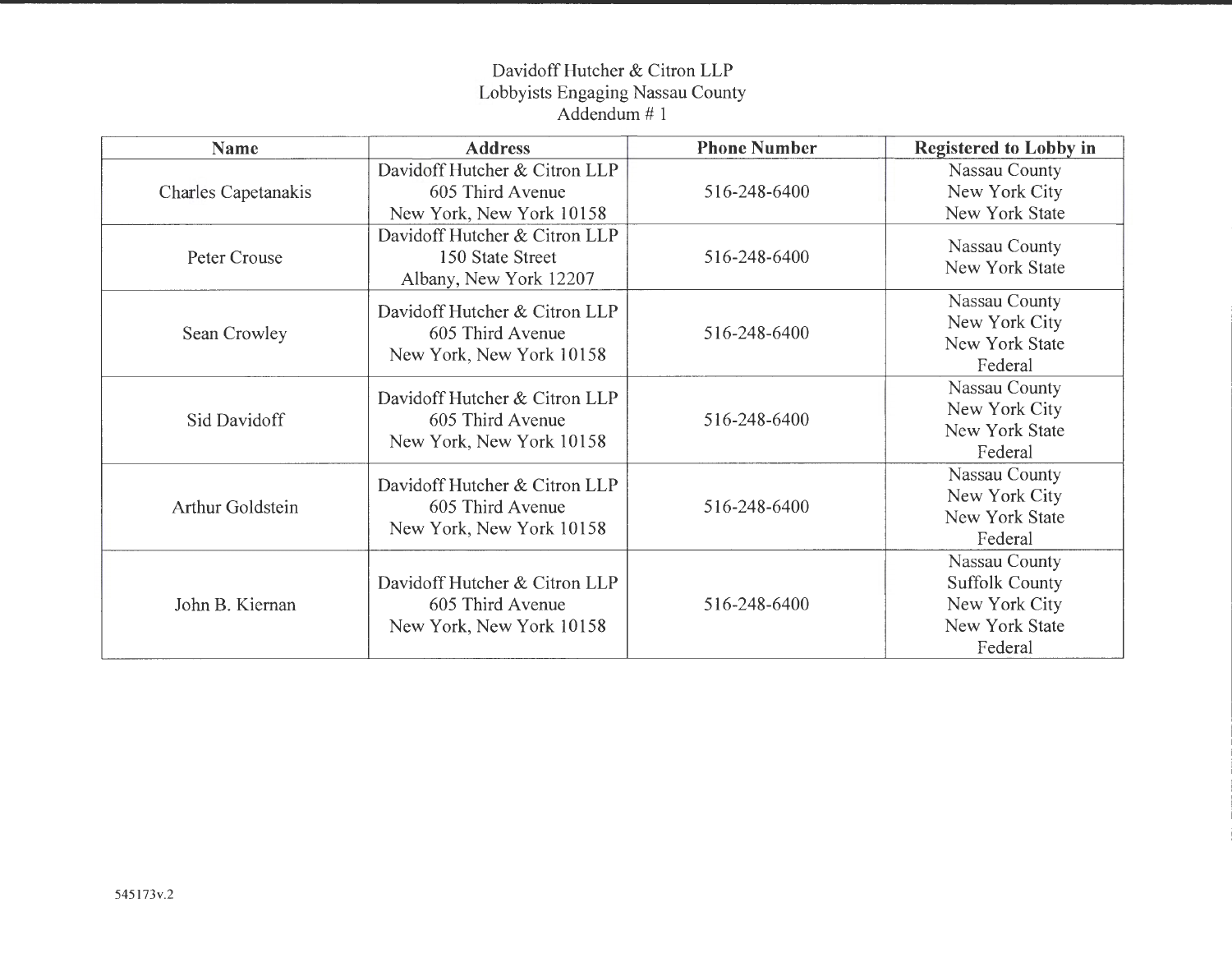Davidoff Hutcher & Citron LLP
Lobbyists Engaging Nassau County
Addendum # 1

| Name | Address | Phone Number | Registered to Lobby in |
|---|---|---|---|
| Charles Capetanakis | Davidoff Hutcher & Citron LLP<br>605 Third Avenue<br>New York, New York 10158 | 516-248-6400 | Nassau County<br>New York City<br>New York State |
| Peter Crouse | Davidoff Hutcher & Citron LLP<br>150 State Street<br>Albany, New York 12207 | 516-248-6400 | Nassau County<br>New York State |
| Sean Crowley | Davidoff Hutcher & Citron LLP<br>605 Third Avenue<br>New York, New York 10158 | 516-248-6400 | Nassau County<br>New York City<br>New York State<br>Federal |
| Sid Davidoff | Davidoff Hutcher & Citron LLP<br>605 Third Avenue<br>New York, New York 10158 | 516-248-6400 | Nassau County<br>New York City<br>New York State<br>Federal |
| Arthur Goldstein | Davidoff Hutcher & Citron LLP<br>605 Third Avenue<br>New York, New York 10158 | 516-248-6400 | Nassau County<br>New York City<br>New York State<br>Federal |
| John B. Kiernan | Davidoff Hutcher & Citron LLP<br>605 Third Avenue<br>New York, New York 10158 | 516-248-6400 | Nassau County<br>Suffolk County<br>New York City<br>New York State<br>Federal |

545173v.2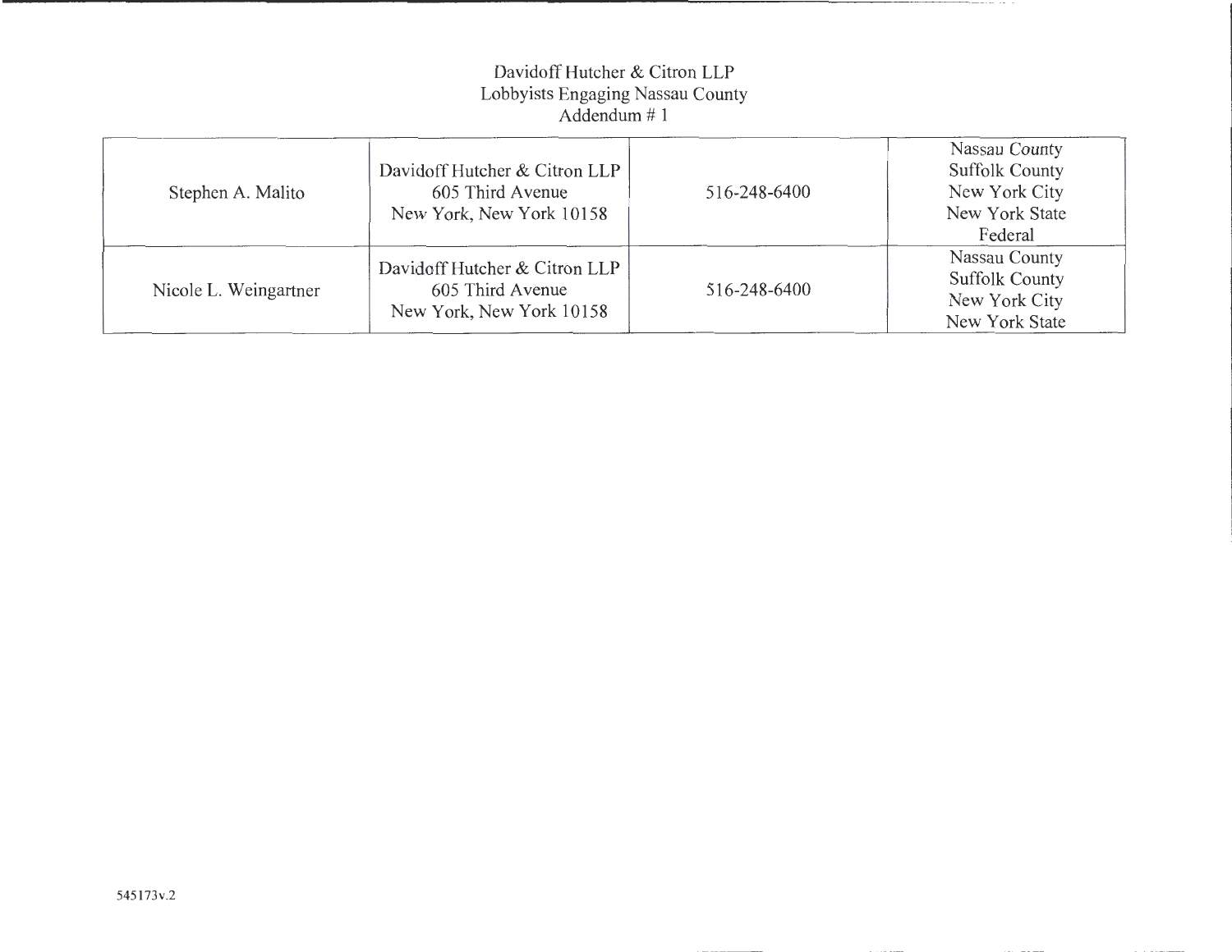Davidoff Hutcher & Citron LLP
Lobbyists Engaging Nassau County
Addendum # 1

| | | | |
|---|---|---|---|
| Stephen A. Malito | Davidoff Hutcher & Citron LLP<br>605 Third Avenue<br>New York, New York 10158 | 516-248-6400 | Nassau County<br>Suffolk County<br>New York City<br>New York State<br>Federal |
| Nicole L. Weingartner | Davidoff Hutcher & Citron LLP<br>605 Third Avenue<br>New York, New York 10158 | 516-248-6400 | Nassau County<br>Suffolk County<br>New York City<br>New York State |

545173v.2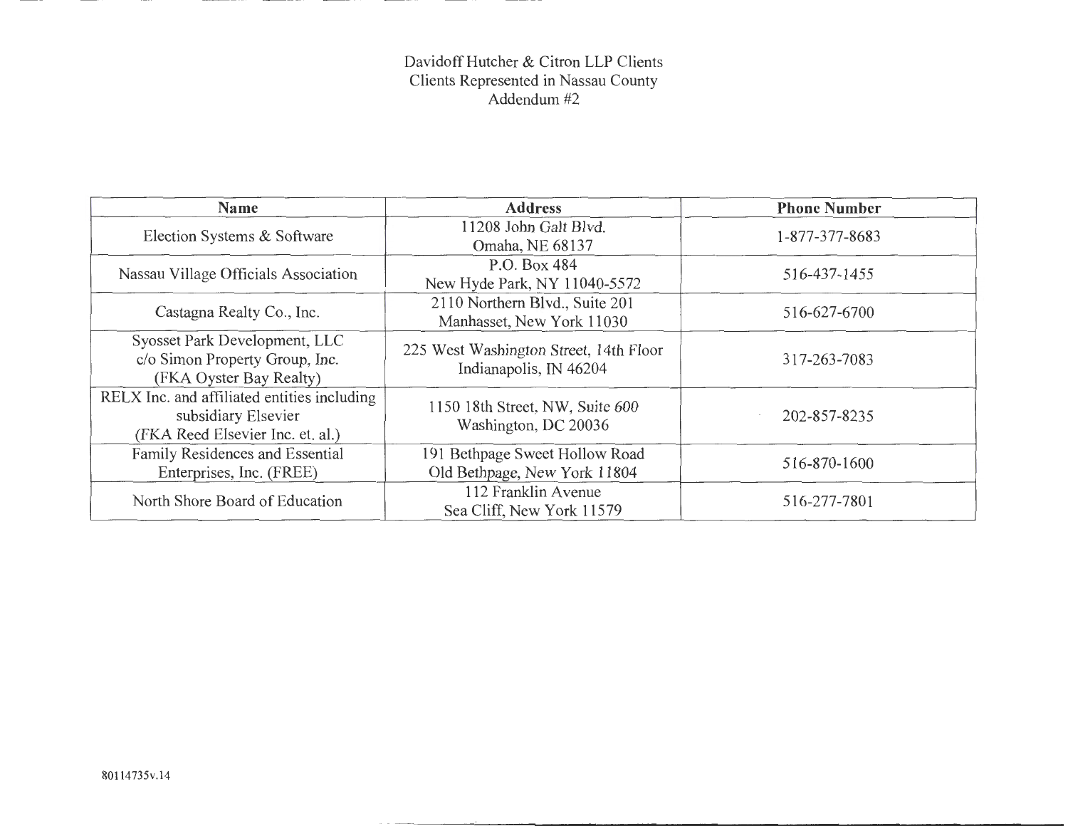Davidoff Hutcher & Citron LLP Clients
Clients Represented in Nassau County
Addendum #2

| Name | Address | Phone Number |
|---|---|---|
| Election Systems & Software | 11208 John Galt Blvd.<br>Omaha, NE 68137 | 1-877-377-8683 |
| Nassau Village Officials Association | P.O. Box 484<br>New Hyde Park, NY 11040-5572 | 516-437-1455 |
| Castagna Realty Co., Inc. | 2110 Northern Blvd., Suite 201<br>Manhasset, New York 11030 | 516-627-6700 |
| Syosset Park Development, LLC<br>c/o Simon Property Group, Inc.<br>(FKA Oyster Bay Realty) | 225 West Washington Street, 14th Floor<br>Indianapolis, IN 46204 | 317-263-7083 |
| RELX Inc. and affiliated entities including<br>subsidiary Elsevier<br>(FKA Reed Elsevier Inc. et. al.) | 1150 18th Street, NW, Suite 600<br>Washington, DC 20036 | 202-857-8235 |
| Family Residences and Essential<br>Enterprises, Inc. (FREE) | 191 Bethpage Sweet Hollow Road<br>Old Bethpage, New York 11804 | 516-870-1600 |
| North Shore Board of Education | 112 Franklin Avenue<br>Sea Cliff, New York 11579 | 516-277-7801 |

80114735v.14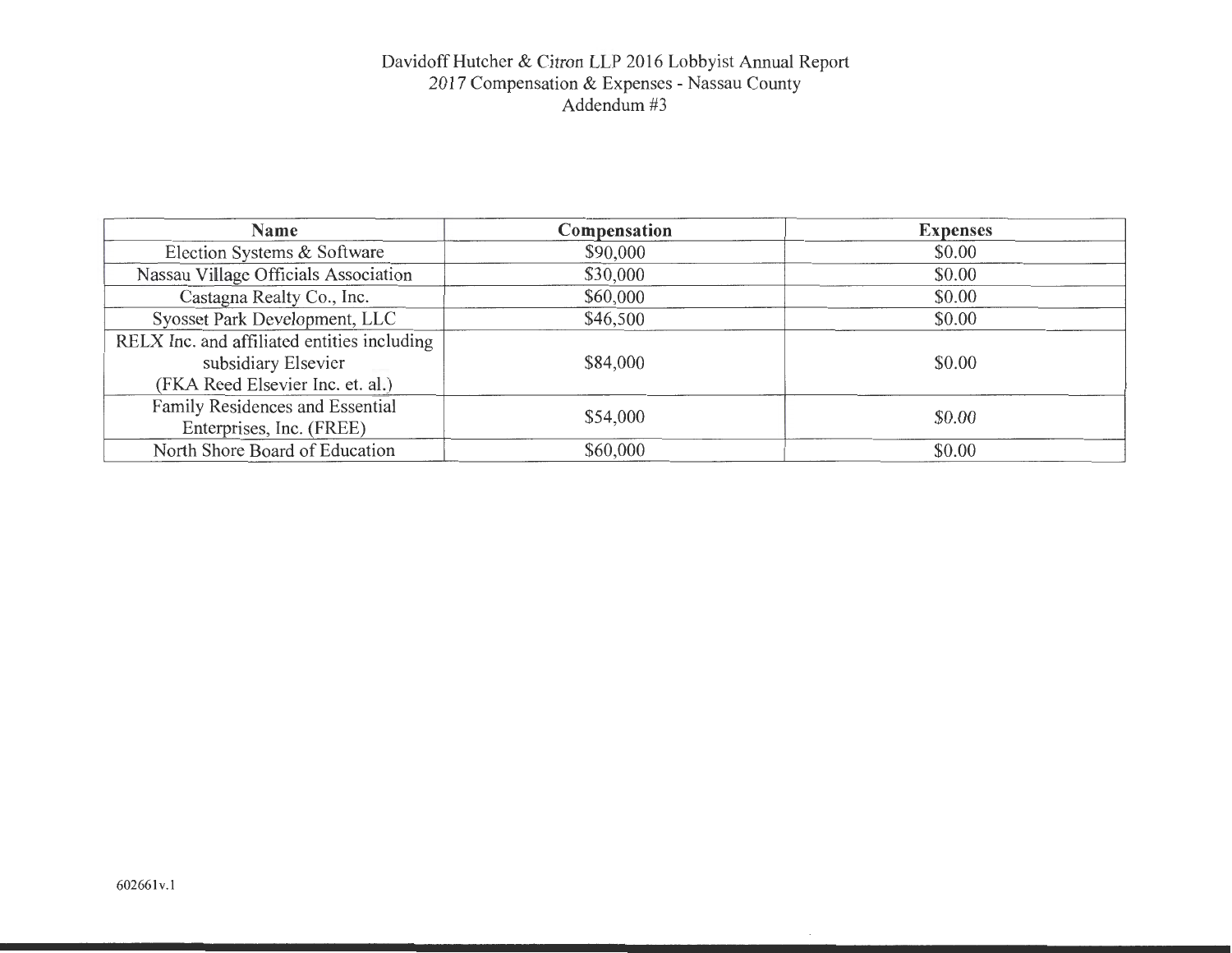# Davidoff Hutcher & Citron LLP 2016 Lobbyist Annual Report
## 2017 Compensation & Expenses - Nassau County
### Addendum #3

| Name | Compensation | Expenses |
|---|---|---|
| Election Systems & Software | $90,000 | $0.00 |
| Nassau Village Officials Association | $30,000 | $0.00 |
| Castagna Realty Co., Inc. | $60,000 | $0.00 |
| Syosset Park Development, LLC | $46,500 | $0.00 |
| RELX Inc. and affiliated entities including subsidiary Elsevier (FKA Reed Elsevier Inc. et. al.) | $84,000 | $0.00 |
| Family Residences and Essential Enterprises, Inc. (FREE) | $54,000 | $0.00 |
| North Shore Board of Education | $60,000 | $0.00 |

602661v.1